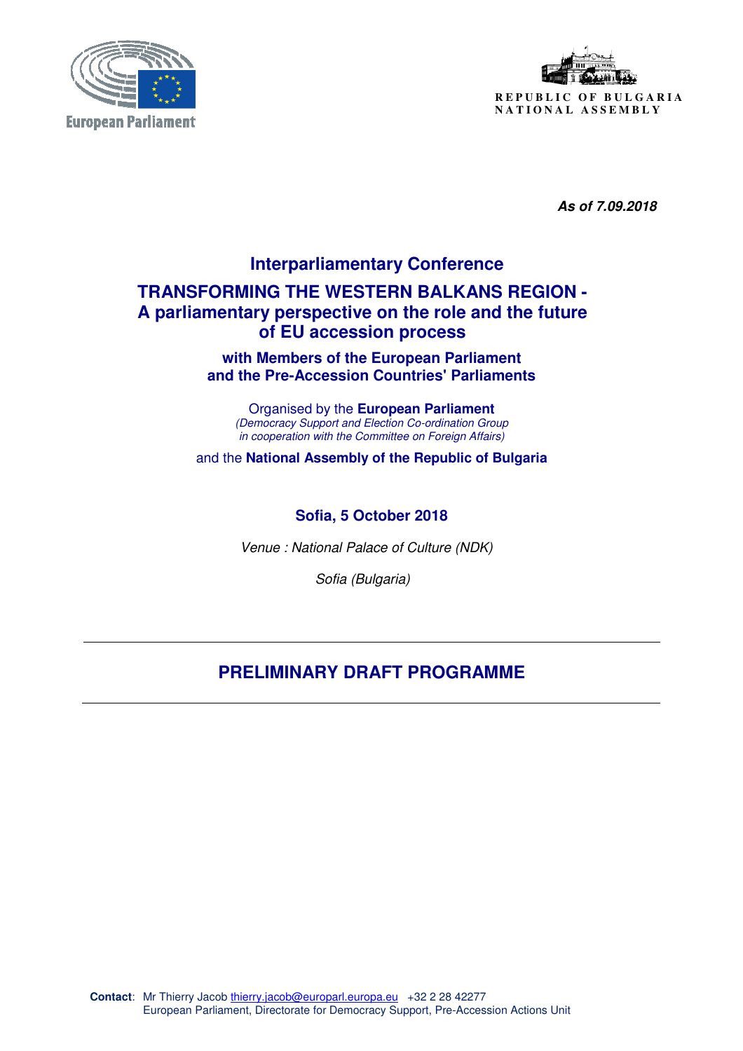European Parliament

REPUBLIC OF BULGARIA
NATIONAL ASSEMBLY

***As of 7.09.2018***

## Interparliamentary Conference

# TRANSFORMING THE WESTERN BALKANS REGION - A parliamentary perspective on the role and the future of EU accession process

### with Members of the European Parliament and the Pre-Accession Countries' Parliaments

Organised by the **European Parliament**
*(Democracy Support and Election Co-ordination Group in cooperation with the Committee on Foreign Affairs)*

and the **National Assembly of the Republic of Bulgaria**

**Sofia, 5 October 2018**

*Venue : National Palace of Culture (NDK)*

*Sofia (Bulgaria)*

---

## PRELIMINARY DRAFT PROGRAMME

---

**Contact**: Mr Thierry Jacob thierry.jacob@europarl.europa.eu +32 2 28 42277
European Parliament, Directorate for Democracy Support, Pre-Accession Actions Unit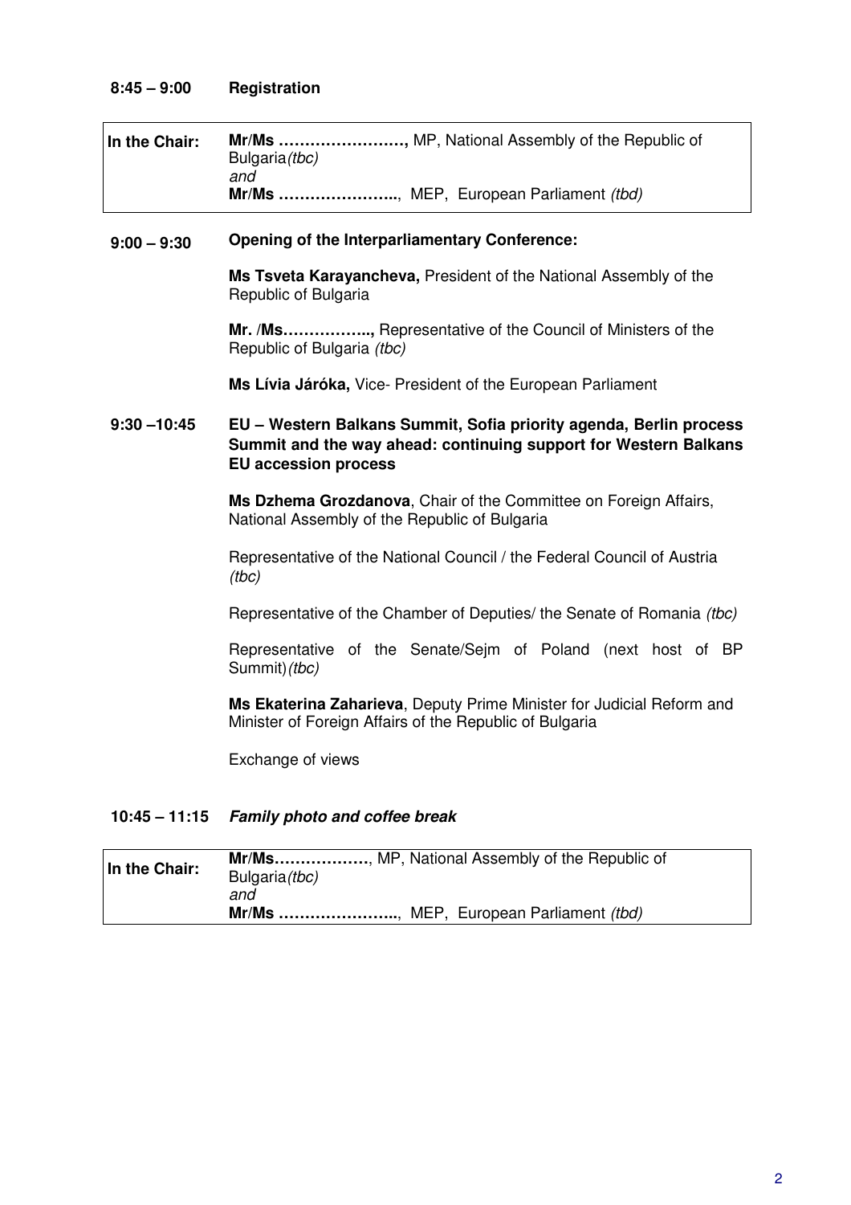**8:45 – 9:00 Registration**

| In the Chair: | **Mr/Ms ……………………,** MP, National Assembly of the Republic of Bulgaria *(tbc)*<br>*and*<br>**Mr/Ms …………………..**, MEP, European Parliament *(tbd)* |
|---|---|

**9:00 – 9:30 Opening of the Interparliamentary Conference:**

**Ms Tsveta Karayancheva,** President of the National Assembly of the Republic of Bulgaria

**Mr. /Ms……………..,** Representative of the Council of Ministers of the Republic of Bulgaria *(tbc)*

**Ms Lívia Járóka,** Vice- President of the European Parliament

**9:30 –10:45 EU – Western Balkans Summit, Sofia priority agenda, Berlin process Summit and the way ahead: continuing support for Western Balkans EU accession process**

**Ms Dzhema Grozdanova**, Chair of the Committee on Foreign Affairs, National Assembly of the Republic of Bulgaria

Representative of the National Council / the Federal Council of Austria *(tbc)*

Representative of the Chamber of Deputies/ the Senate of Romania *(tbc)*

Representative of the Senate/Sejm of Poland (next host of BP Summit) *(tbc)*

**Ms Ekaterina Zaharieva**, Deputy Prime Minister for Judicial Reform and Minister of Foreign Affairs of the Republic of Bulgaria

Exchange of views

**10:45 – 11:15** ***Family photo and coffee break***

| In the Chair: | **Mr/Ms………………**, MP, National Assembly of the Republic of Bulgaria *(tbc)*<br>*and*<br>**Mr/Ms …………………..**, MEP, European Parliament *(tbd)* |
|---|---|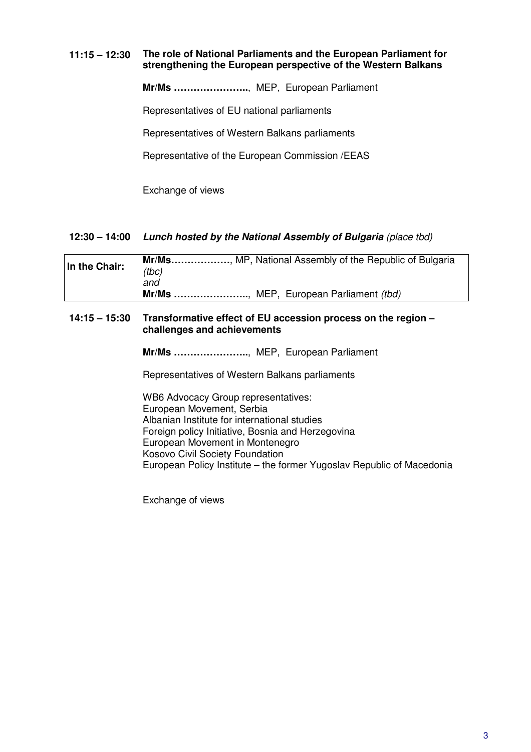**11:15 – 12:30** **The role of National Parliaments and the European Parliament for strengthening the European perspective of the Western Balkans**

**Mr/Ms …………………..**, MEP, European Parliament

Representatives of EU national parliaments

Representatives of Western Balkans parliaments

Representative of the European Commission /EEAS

Exchange of views

**12:30 – 14:00** ***Lunch hosted by the National Assembly of Bulgaria*** *(place tbd)*

| **In the Chair:** | **Mr/Ms………………**, MP, National Assembly of the Republic of Bulgaria *(tbc)* *and* **Mr/Ms …………………..**, MEP, European Parliament *(tbd)* |
|---|---|

**14:15 – 15:30** **Transformative effect of EU accession process on the region – challenges and achievements**

**Mr/Ms …………………..**, MEP, European Parliament

Representatives of Western Balkans parliaments

WB6 Advocacy Group representatives:
European Movement, Serbia
Albanian Institute for international studies
Foreign policy Initiative, Bosnia and Herzegovina
European Movement in Montenegro
Kosovo Civil Society Foundation
European Policy Institute – the former Yugoslav Republic of Macedonia

Exchange of views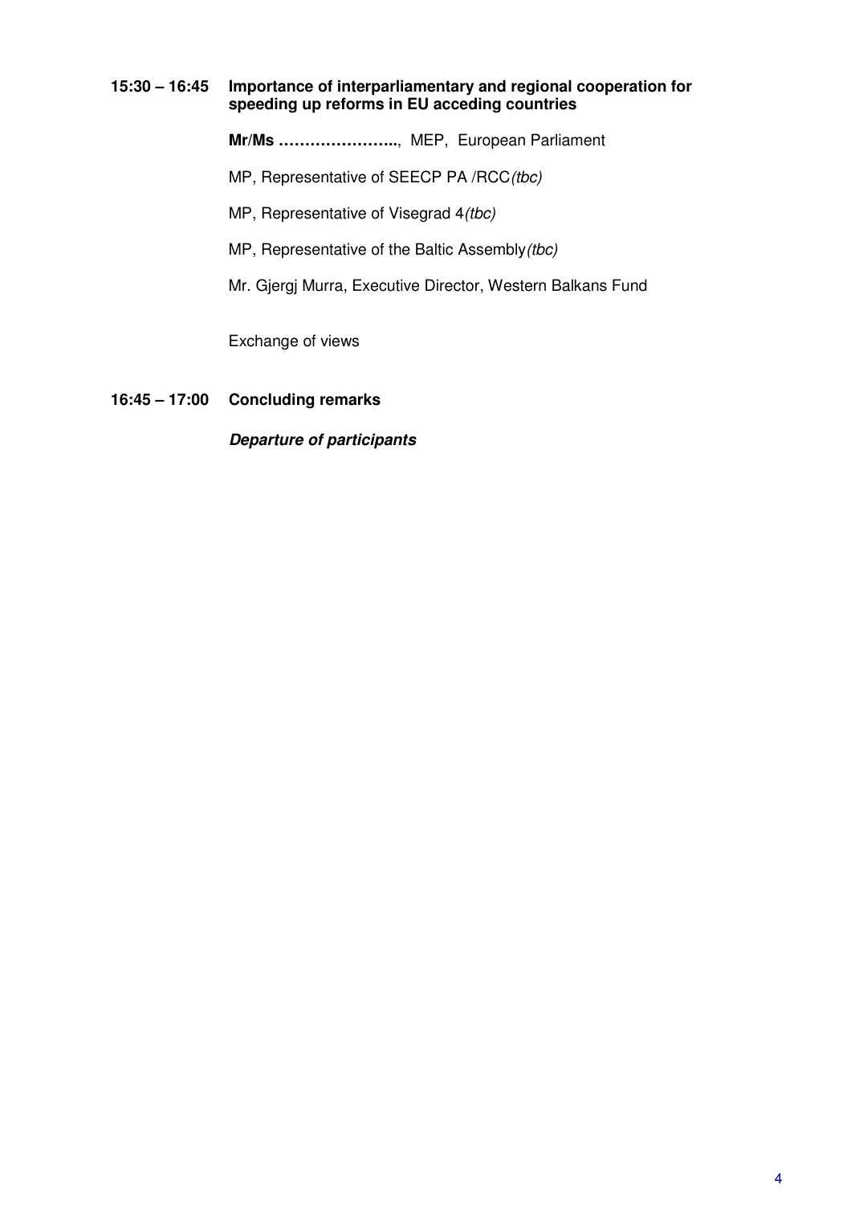**15:30 – 16:45 Importance of interparliamentary and regional cooperation for speeding up reforms in EU acceding countries**

**Mr/Ms …………………..**, MEP, European Parliament

MP, Representative of SEECP PA /RCC*(tbc)*

MP, Representative of Visegrad 4*(tbc)*

MP, Representative of the Baltic Assembly*(tbc)*

Mr. Gjergj Murra, Executive Director, Western Balkans Fund

Exchange of views

**16:45 – 17:00 Concluding remarks**

***Departure of participants***